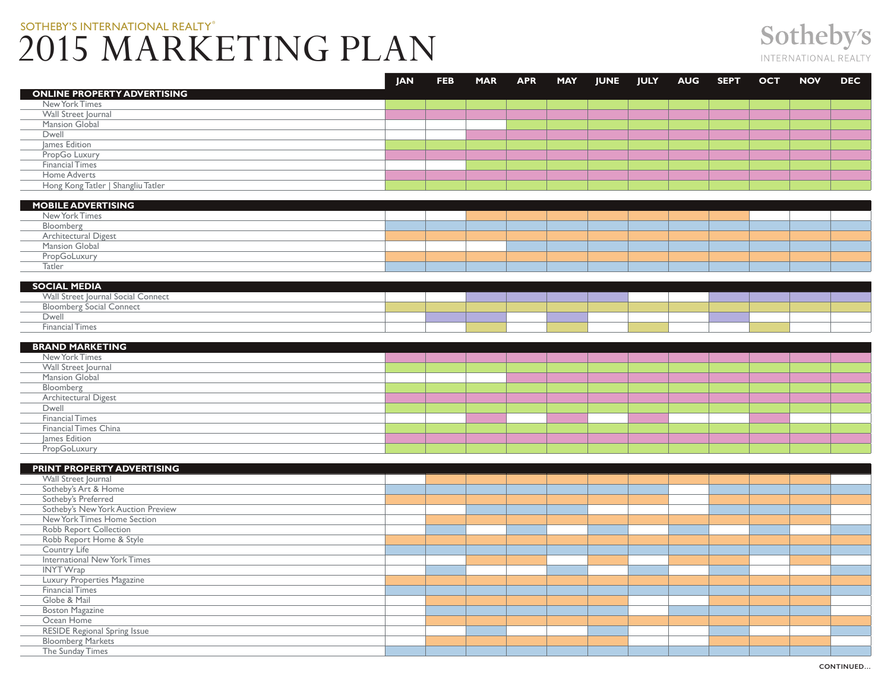SOTHEBY'S INTERNATIONAL REALTY®

# 2015 MARKETING PLAN

Sotheby's INTERNATIONAL REALTY

| | JAN | FEB | MAR | APR | MAY | JUNE | JULY | AUG | SEPT | OCT | NOV | DEC |
|---|---|---|---|---|---|---|---|---|---|---|---|---|
| **ONLINE PROPERTY ADVERTISING** | | | | | | | | | | | | |
| New York Times | | | | | | | | | | | | |
| Wall Street Journal | | | | | | | | | | | | |
| Mansion Global | | | | | | | | | | | | |
| Dwell | | | | | | | | | | | | |
| James Edition | | | | | | | | | | | | |
| PropGo Luxury | | | | | | | | | | | | |
| Financial Times | | | | | | | | | | | | |
| Home Adverts | | | | | | | | | | | | |
| Hong Kong Tatler \| Shangliu Tatler | | | | | | | | | | | | |
| **MOBILE ADVERTISING** | | | | | | | | | | | | |
| New York Times | | | | | | | | | | | | |
| Bloomberg | | | | | | | | | | | | |
| Architectural Digest | | | | | | | | | | | | |
| Mansion Global | | | | | | | | | | | | |
| PropGoLuxury | | | | | | | | | | | | |
| Tatler | | | | | | | | | | | | |
| **SOCIAL MEDIA** | | | | | | | | | | | | |
| Wall Street Journal Social Connect | | | | | | | | | | | | |
| Bloomberg Social Connect | | | | | | | | | | | | |
| Dwell | | | | | | | | | | | | |
| Financial Times | | | | | | | | | | | | |
| **BRAND MARKETING** | | | | | | | | | | | | |
| New York Times | | | | | | | | | | | | |
| Wall Street Journal | | | | | | | | | | | | |
| Mansion Global | | | | | | | | | | | | |
| Bloomberg | | | | | | | | | | | | |
| Architectural Digest | | | | | | | | | | | | |
| Dwell | | | | | | | | | | | | |
| Financial Times | | | | | | | | | | | | |
| Financial Times China | | | | | | | | | | | | |
| James Edition | | | | | | | | | | | | |
| PropGoLuxury | | | | | | | | | | | | |
| **PRINT PROPERTY ADVERTISING** | | | | | | | | | | | | |
| Wall Street Journal | | | | | | | | | | | | |
| Sotheby's Art & Home | | | | | | | | | | | | |
| Sotheby's Preferred | | | | | | | | | | | | |
| Sotheby's New York Auction Preview | | | | | | | | | | | | |
| New York Times Home Section | | | | | | | | | | | | |
| Robb Report Collection | | | | | | | | | | | | |
| Robb Report Home & Style | | | | | | | | | | | | |
| Country Life | | | | | | | | | | | | |
| International New York Times | | | | | | | | | | | | |
| INYT Wrap | | | | | | | | | | | | |
| Luxury Properties Magazine | | | | | | | | | | | | |
| Financial Times | | | | | | | | | | | | |
| Globe & Mail | | | | | | | | | | | | |
| Boston Magazine | | | | | | | | | | | | |
| Ocean Home | | | | | | | | | | | | |
| RESIDE Regional Spring Issue | | | | | | | | | | | | |
| Bloomberg Markets | | | | | | | | | | | | |
| The Sunday Times | | | | | | | | | | | | |

CONTINUED...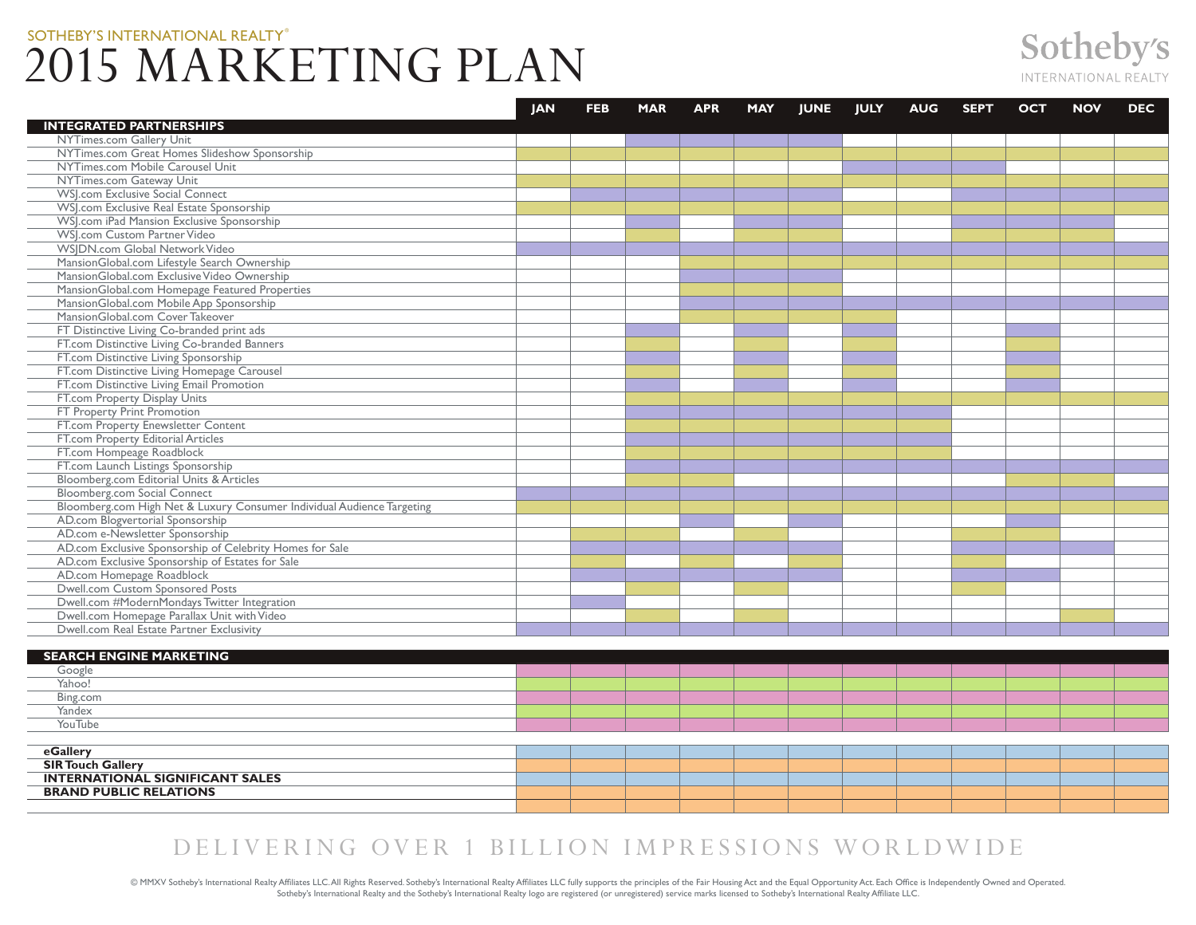SOTHEBY'S INTERNATIONAL REALTY®

# 2015 MARKETING PLAN

Sotheby's
INTERNATIONAL REALTY

| | JAN | FEB | MAR | APR | MAY | JUNE | JULY | AUG | SEPT | OCT | NOV | DEC |
|---|---|---|---|---|---|---|---|---|---|---|---|---|
| **INTEGRATED PARTNERSHIPS** | | | | | | | | | | | | |
| NYTimes.com Gallery Unit | | | | | | | | | | | | |
| NYTimes.com Great Homes Slideshow Sponsorship | | | | | | | | | | | | |
| NYTimes.com Mobile Carousel Unit | | | | | | | | | | | | |
| NYTimes.com Gateway Unit | | | | | | | | | | | | |
| WSJ.com Exclusive Social Connect | | | | | | | | | | | | |
| WSJ.com Exclusive Real Estate Sponsorship | | | | | | | | | | | | |
| WSJ.com iPad Mansion Exclusive Sponsorship | | | | | | | | | | | | |
| WSJ.com Custom Partner Video | | | | | | | | | | | | |
| WSJDN.com Global Network Video | | | | | | | | | | | | |
| MansionGlobal.com Lifestyle Search Ownership | | | | | | | | | | | | |
| MansionGlobal.com Exclusive Video Ownership | | | | | | | | | | | | |
| MansionGlobal.com Homepage Featured Properties | | | | | | | | | | | | |
| MansionGlobal.com Mobile App Sponsorship | | | | | | | | | | | | |
| MansionGlobal.com Cover Takeover | | | | | | | | | | | | |
| FT Distinctive Living Co-branded print ads | | | | | | | | | | | | |
| FT.com Distinctive Living Co-branded Banners | | | | | | | | | | | | |
| FT.com Distinctive Living Sponsorship | | | | | | | | | | | | |
| FT.com Distinctive Living Homepage Carousel | | | | | | | | | | | | |
| FT.com Distinctive Living Email Promotion | | | | | | | | | | | | |
| FT.com Property Display Units | | | | | | | | | | | | |
| FT Property Print Promotion | | | | | | | | | | | | |
| FT.com Property Enewsletter Content | | | | | | | | | | | | |
| FT.com Property Editorial Articles | | | | | | | | | | | | |
| FT.com Hompeage Roadblock | | | | | | | | | | | | |
| FT.com Launch Listings Sponsorship | | | | | | | | | | | | |
| Bloomberg.com Editorial Units & Articles | | | | | | | | | | | | |
| Bloomberg.com Social Connect | | | | | | | | | | | | |
| Bloomberg.com High Net & Luxury Consumer Individual Audience Targeting | | | | | | | | | | | | |
| AD.com Blogvertorial Sponsorship | | | | | | | | | | | | |
| AD.com e-Newsletter Sponsorship | | | | | | | | | | | | |
| AD.com Exclusive Sponsorship of Celebrity Homes for Sale | | | | | | | | | | | | |
| AD.com Exclusive Sponsorship of Estates for Sale | | | | | | | | | | | | |
| AD.com Homepage Roadblock | | | | | | | | | | | | |
| Dwell.com Custom Sponsored Posts | | | | | | | | | | | | |
| Dwell.com #ModernMondays Twitter Integration | | | | | | | | | | | | |
| Dwell.com Homepage Parallax Unit with Video | | | | | | | | | | | | |
| Dwell.com Real Estate Partner Exclusivity | | | | | | | | | | | | |
| **SEARCH ENGINE MARKETING** | | | | | | | | | | | | |
| Google | | | | | | | | | | | | |
| Yahoo! | | | | | | | | | | | | |
| Bing.com | | | | | | | | | | | | |
| Yandex | | | | | | | | | | | | |
| YouTube | | | | | | | | | | | | |
| **eGallery** | | | | | | | | | | | | |
| **SIR Touch Gallery** | | | | | | | | | | | | |
| **INTERNATIONAL SIGNIFICANT SALES** | | | | | | | | | | | | |
| **BRAND PUBLIC RELATIONS** | | | | | | | | | | | | |

DELIVERING OVER 1 BILLION IMPRESSIONS WORLDWIDE

© MMXV Sotheby's International Realty Affiliates LLC. All Rights Reserved. Sotheby's International Realty Affiliates LLC fully supports the principles of the Fair Housing Act and the Equal Opportunity Act. Each Office is Independently Owned and Operated. Sotheby's International Realty and the Sotheby's International Realty logo are registered (or unregistered) service marks licensed to Sotheby's International Realty Affiliate LLC.